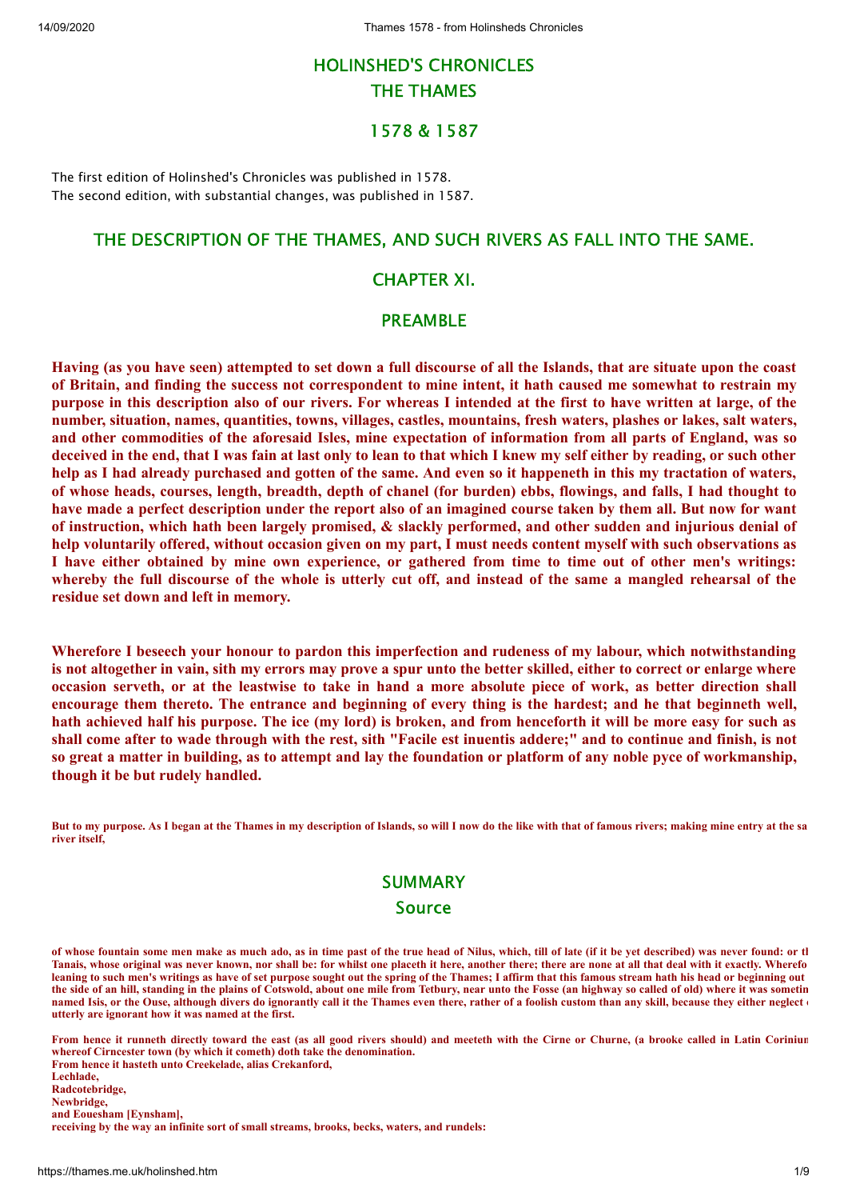# HOLINSHED'S CHRONICLES
# THE THAMES

## 1578 & 1587

The first edition of Holinshed's Chronicles was published in 1578.
The second edition, with substantial changes, was published in 1587.

## THE DESCRIPTION OF THE THAMES, AND SUCH RIVERS AS FALL INTO THE SAME.

## CHAPTER XI.

## PREAMBLE

**Having (as you have seen) attempted to set down a full discourse of all the Islands, that are situate upon the coast of Britain, and finding the success not correspondent to mine intent, it hath caused me somewhat to restrain my purpose in this description also of our rivers. For whereas I intended at the first to have written at large, of the number, situation, names, quantities, towns, villages, castles, mountains, fresh waters, plashes or lakes, salt waters, and other commodities of the aforesaid Isles, mine expectation of information from all parts of England, was so deceived in the end, that I was fain at last only to lean to that which I knew my self either by reading, or such other help as I had already purchased and gotten of the same. And even so it happeneth in this my tractation of waters, of whose heads, courses, length, breadth, depth of chanel (for burden) ebbs, flowings, and falls, I had thought to have made a perfect description under the report also of an imagined course taken by them all. But now for want of instruction, which hath been largely promised, & slackly performed, and other sudden and injurious denial of help voluntarily offered, without occasion given on my part, I must needs content myself with such observations as I have either obtained by mine own experience, or gathered from time to time out of other men's writings: whereby the full discourse of the whole is utterly cut off, and instead of the same a mangled rehearsal of the residue set down and left in memory.**

**Wherefore I beseech your honour to pardon this imperfection and rudeness of my labour, which notwithstanding is not altogether in vain, sith my errors may prove a spur unto the better skilled, either to correct or enlarge where occasion serveth, or at the leastwise to take in hand a more absolute piece of work, as better direction shall encourage them thereto. The entrance and beginning of every thing is the hardest; and he that beginneth well, hath achieved half his purpose. The ice (my lord) is broken, and from henceforth it will be more easy for such as shall come after to wade through with the rest, sith "Facile est inuentis addere;" and to continue and finish, is not so great a matter in building, as to attempt and lay the foundation or platform of any noble pyce of workmanship, though it be but rudely handled.**

**But to my purpose. As I began at the Thames in my description of Islands, so will I now do the like with that of famous rivers; making mine entry at the sa river itself,**

## SUMMARY

## Source

**of whose fountain some men make as much ado, as in time past of the true head of Nilus, which, till of late (if it be yet described) was never found: or th Tanais, whose original was never known, nor shall be: for whilst one placeth it here, another there; there are none at all that deal with it exactly. Wherefo leaning to such men's writings as have of set purpose sought out the spring of the Thames; I affirm that this famous stream hath his head or beginning out the side of an hill, standing in the plains of Cotswold, about one mile from Tetbury, near unto the Fosse (an highway so called of old) where it was sometin named Isis, or the Ouse, although divers do ignorantly call it the Thames even there, rather of a foolish custom than any skill, because they either neglect c utterly are ignorant how it was named at the first.**

**From hence it runneth directly toward the east (as all good rivers should) and meeteth with the Cirne or Churne, (a brooke called in Latin Corinium whereof Cirncester town (by which it cometh) doth take the denomination.**
**From hence it hasteth unto Creekelade, alias Crekanford,**
**Lechlade,**
**Radcotebridge,**
**Newbridge,**
**and Eouesham [Eynsham],**
**receiving by the way an infinite sort of small streams, brooks, becks, waters, and rundels:**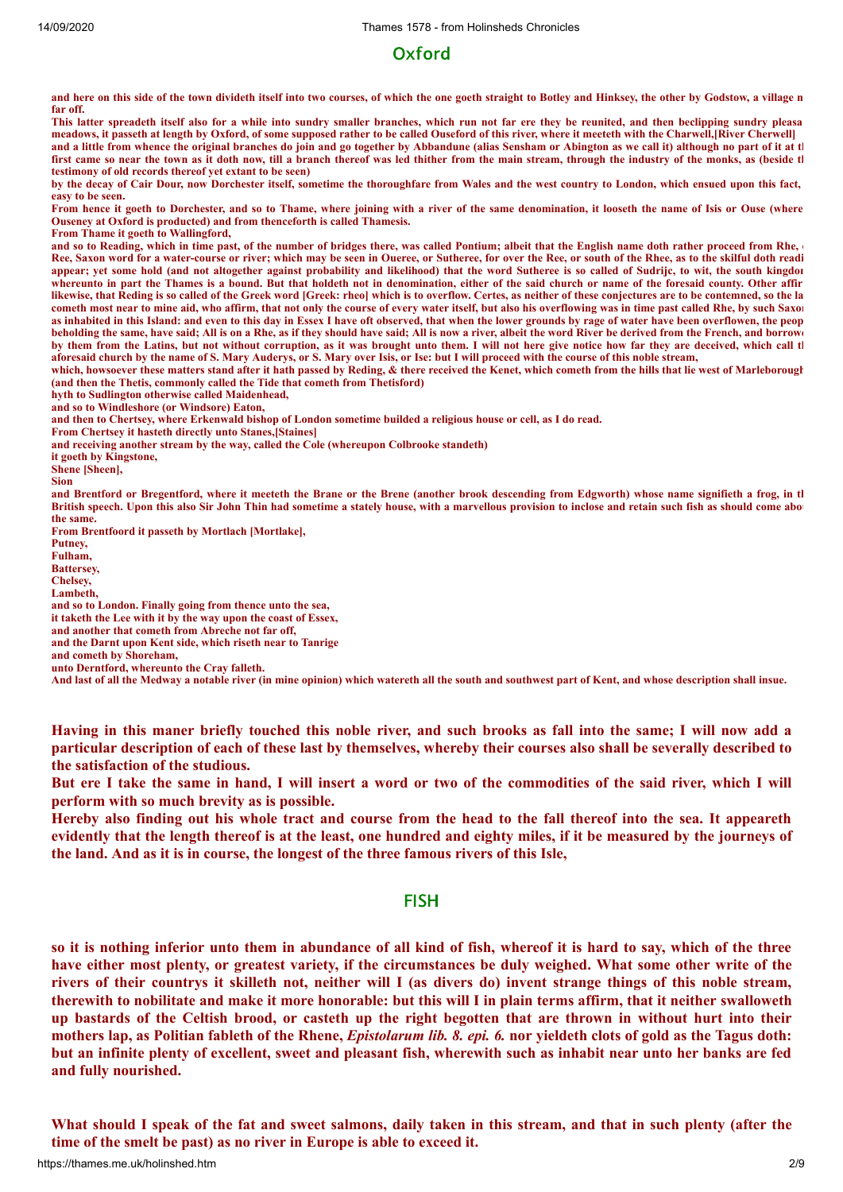## Oxford

**and here on this side of the town divideth itself into two courses, of which the one goeth straight to Botley and Hinksey, the other by Godstow, a village n far off.**

**This latter spreadeth itself also for a while into sundry smaller branches, which run not far ere they be reunited, and then beclipping sundry pleasa meadows, it passeth at length by Oxford, of some supposed rather to be called Ouseford of this river, where it meeteth with the Charwell,[River Cherwell]**

**and a little from whence the original branches do join and go together by Abbandune (alias Sensham or Abington as we call it) although no part of it at th first came so near the town as it doth now, till a branch thereof was led thither from the main stream, through the industry of the monks, as (beside th testimony of old records thereof yet extant to be seen)**

**by the decay of Cair Dour, now Dorchester itself, sometime the thoroughfare from Wales and the west country to London, which ensued upon this fact, easy to be seen.**

**From hence it goeth to Dorchester, and so to Thame, where joining with a river of the same denomination, it looseth the name of Isis or Ouse (where Ouseney at Oxford is producted) and from thenceforth is called Thamesis.**

**From Thame it goeth to Wallingford,**

**and so to Reading, which in time past, of the number of bridges there, was called Pontium; albeit that the English name doth rather proceed from Rhe, Ree, Saxon word for a water-course or river; which may be seen in Oueree, or Sutheree, for over the Ree, or south of the Rhee, as to the skilful doth readi appear; yet some hold (and not altogether against probability and likelihood) that the word Sutheree is so called of Sudrijc, to wit, the south kingdor whereunto in part the Thames is a bound. But that holdeth not in denomination, either of the said church or name of the foresaid county. Other affir likewise, that Reding is so called of the Greek word [Greek: rheo] which is to overflow. Certes, as neither of these conjectures are to be contemned, so the la cometh most near to mine aid, who affirm, that not only the course of every water itself, but also his overflowing was in time past called Rhe, by such Saxon as inhabited in this Island: and even to this day in Essex I have oft observed, that when the lower grounds by rage of water have been overflowen, the peop beholding the same, have said; All is on a Rhe, as if they should have said; All is now a river, albeit the word River be derived from the French, and borrowe by them from the Latins, but not without corruption, as it was brought unto them. I will not here give notice how far they are deceived, which call th aforesaid church by the name of S. Mary Auderys, or S. Mary over Isis, or Ise: but I will proceed with the course of this noble stream,**

**which, howsoever these matters stand after it hath passed by Reding, & there received the Kenet, which cometh from the hills that lie west of Marleborough (and then the Thetis, commonly called the Tide that cometh from Thetisford)**

**hyth to Sudlington otherwise called Maidenhead,**

**and so to Windleshore (or Windsore) Eaton,**

**and then to Chertsey, where Erkenwald bishop of London sometime builded a religious house or cell, as I do read.**

**From Chertsey it hasteth directly unto Stanes,[Staines]**

**and receiving another stream by the way, called the Cole (whereupon Colbrooke standeth)**

**it goeth by Kingstone,**

**Shene [Sheen],**

**Sion**

**and Brentford or Bregentford, where it meeteth the Brane or the Brene (another brook descending from Edgworth) whose name signifieth a frog, in th British speech. Upon this also Sir John Thin had sometime a stately house, with a marvellous provision to inclose and retain such fish as should come abo the same.**

**From Brentfoord it passeth by Mortlach [Mortlake],**

**Putney,**

**Fulham,**

**Battersey,**

**Chelsey,**

**Lambeth,**

**and so to London. Finally going from thence unto the sea,**

**it taketh the Lee with it by the way upon the coast of Essex,**

**and another that cometh from Abreche not far off,**

**and the Darnt upon Kent side, which riseth near to Tanrige**

**and cometh by Shoreham,**

**unto Derntford, whereunto the Cray falleth.**

**And last of all the Medway a notable river (in mine opinion) which watereth all the south and southwest part of Kent, and whose description shall insue.**

**Having in this maner briefly touched this noble river, and such brooks as fall into the same; I will now add a particular description of each of these last by themselves, whereby their courses also shall be severally described to the satisfaction of the studious.**

**But ere I take the same in hand, I will insert a word or two of the commodities of the said river, which I will perform with so much brevity as is possible.**

**Hereby also finding out his whole tract and course from the head to the fall thereof into the sea. It appeareth evidently that the length thereof is at the least, one hundred and eighty miles, if it be measured by the journeys of the land. And as it is in course, the longest of the three famous rivers of this Isle,**

## FISH

**so it is nothing inferior unto them in abundance of all kind of fish, whereof it is hard to say, which of the three have either most plenty, or greatest variety, if the circumstances be duly weighed. What some other write of the rivers of their countrys it skilleth not, neither will I (as divers do) invent strange things of this noble stream, therewith to nobilitate and make it more honorable: but this will I in plain terms affirm, that it neither swalloweth up bastards of the Celtish brood, or casteth up the right begotten that are thrown in without hurt into their mothers lap, as Politian fableth of the Rhene, *Epistolarum lib. 8. epi. 6.* nor yieldeth clots of gold as the Tagus doth: but an infinite plenty of excellent, sweet and pleasant fish, wherewith such as inhabit near unto her banks are fed and fully nourished.**

**What should I speak of the fat and sweet salmons, daily taken in this stream, and that in such plenty (after the time of the smelt be past) as no river in Europe is able to exceed it.**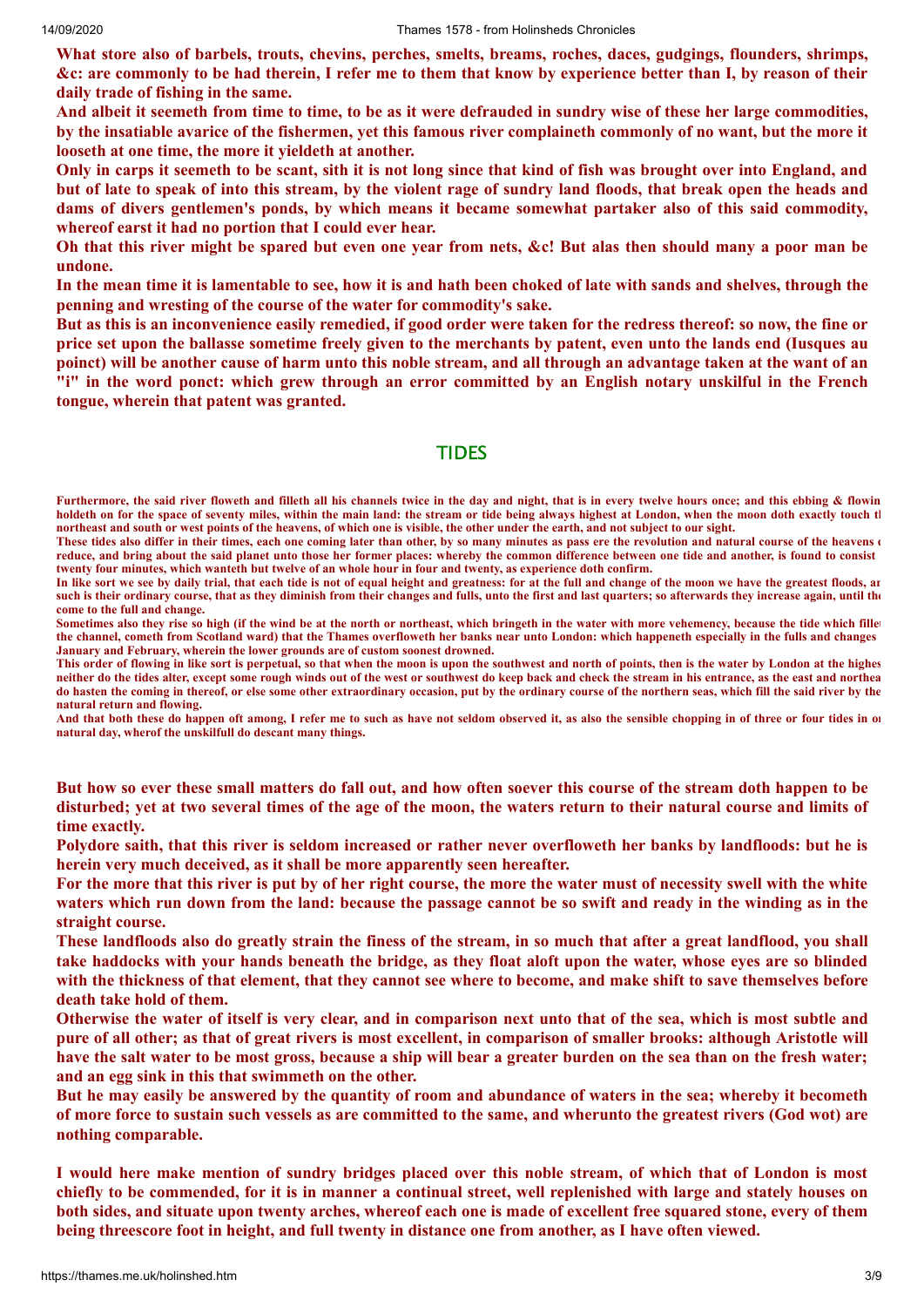**What store also of barbels, trouts, chevins, perches, smelts, breams, roches, daces, gudgings, flounders, shrimps, &c: are commonly to be had therein, I refer me to them that know by experience better than I, by reason of their daily trade of fishing in the same.**

**And albeit it seemeth from time to time, to be as it were defrauded in sundry wise of these her large commodities, by the insatiable avarice of the fishermen, yet this famous river complaineth commonly of no want, but the more it looseth at one time, the more it yieldeth at another.**

**Only in carps it seemeth to be scant, sith it is not long since that kind of fish was brought over into England, and but of late to speak of into this stream, by the violent rage of sundry land floods, that break open the heads and dams of divers gentlemen's ponds, by which means it became somewhat partaker also of this said commodity, whereof earst it had no portion that I could ever hear.**

**Oh that this river might be spared but even one year from nets, &c! But alas then should many a poor man be undone.**

**In the mean time it is lamentable to see, how it is and hath been choked of late with sands and shelves, through the penning and wresting of the course of the water for commodity's sake.**

**But as this is an inconvenience easily remedied, if good order were taken for the redress thereof: so now, the fine or price set upon the ballasse sometime freely given to the merchants by patent, even unto the lands end (Iusques au poinct) will be another cause of harm unto this noble stream, and all through an advantage taken at the want of an "i" in the word ponct: which grew through an error committed by an English notary unskilful in the French tongue, wherein that patent was granted.**

## TIDES

**Furthermore, the said river floweth and filleth all his channels twice in the day and night, that is in every twelve hours once; and this ebbing & flowin holdeth on for the space of seventy miles, within the main land: the stream or tide being always highest at London, when the moon doth exactly touch tl northeast and south or west points of the heavens, of which one is visible, the other under the earth, and not subject to our sight.**

**These tides also differ in their times, each one coming later than other, by so many minutes as pass ere the revolution and natural course of the heavens c reduce, and bring about the said planet unto those her former places: whereby the common difference between one tide and another, is found to consist twenty four minutes, which wanteth but twelve of an whole hour in four and twenty, as experience doth confirm.**

**In like sort we see by daily trial, that each tide is not of equal height and greatness: for at the full and change of the moon we have the greatest floods, ar such is their ordinary course, that as they diminish from their changes and fulls, unto the first and last quarters; so afterwards they increase again, until the come to the full and change.**

**Sometimes also they rise so high (if the wind be at the north or northeast, which bringeth in the water with more vehemency, because the tide which fille the channel, cometh from Scotland ward) that the Thames overfloweth her banks near unto London: which happeneth especially in the fulls and changes January and February, wherein the lower grounds are of custom soonest drowned.**

**This order of flowing in like sort is perpetual, so that when the moon is upon the southwest and north of points, then is the water by London at the highes neither do the tides alter, except some rough winds out of the west or southwest do keep back and check the stream in his entrance, as the east and northea do hasten the coming in thereof, or else some other extraordinary occasion, put by the ordinary course of the northern seas, which fill the said river by the natural return and flowing.**

**And that both these do happen oft among, I refer me to such as have not seldom observed it, as also the sensible chopping in of three or four tides in o natural day, wherof the unskillfull do descant many things.**

**But how so ever these small matters do fall out, and how often soever this course of the stream doth happen to be disturbed; yet at two several times of the age of the moon, the waters return to their natural course and limits of time exactly.**

**Polydore saith, that this river is seldom increased or rather never overfloweth her banks by landfloods: but he is herein very much deceived, as it shall be more apparently seen hereafter.**

**For the more that this river is put by of her right course, the more the water must of necessity swell with the white waters which run down from the land: because the passage cannot be so swift and ready in the winding as in the straight course.**

**These landfloods also do greatly strain the finess of the stream, in so much that after a great landflood, you shall take haddocks with your hands beneath the bridge, as they float aloft upon the water, whose eyes are so blinded with the thickness of that element, that they cannot see where to become, and make shift to save themselves before death take hold of them.**

**Otherwise the water of itself is very clear, and in comparison next unto that of the sea, which is most subtle and pure of all other; as that of great rivers is most excellent, in comparison of smaller brooks: although Aristotle will have the salt water to be most gross, because a ship will bear a greater burden on the sea than on the fresh water; and an egg sink in this that swimmeth on the other.**

**But he may easily be answered by the quantity of room and abundance of waters in the sea; whereby it becometh of more force to sustain such vessels as are committed to the same, and wherunto the greatest rivers (God wot) are nothing comparable.**

**I would here make mention of sundry bridges placed over this noble stream, of which that of London is most chiefly to be commended, for it is in manner a continual street, well replenished with large and stately houses on both sides, and situate upon twenty arches, whereof each one is made of excellent free squared stone, every of them being threescore foot in height, and full twenty in distance one from another, as I have often viewed.**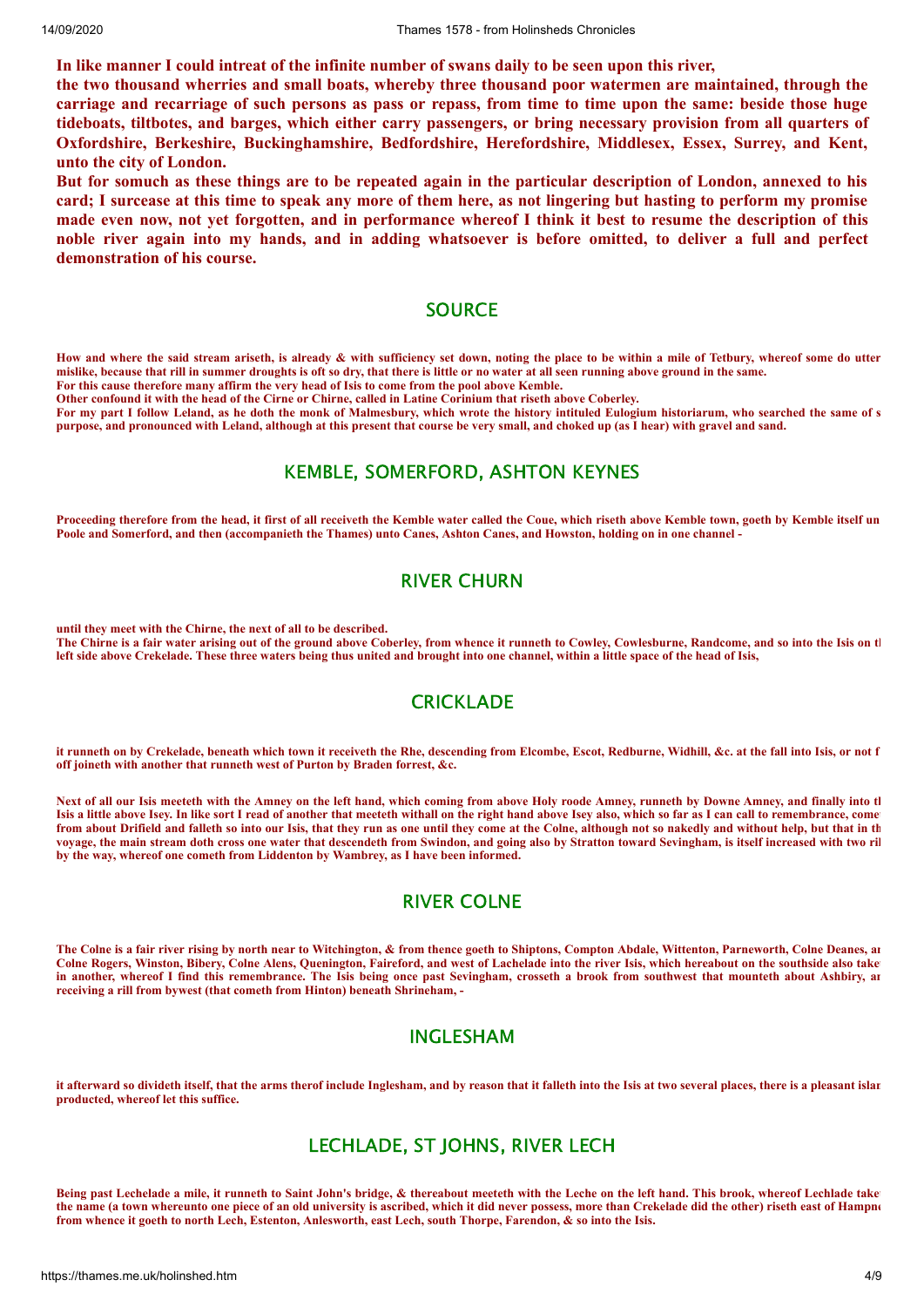**In like manner I could intreat of the infinite number of swans daily to be seen upon this river,**

**the two thousand wherries and small boats, whereby three thousand poor watermen are maintained, through the carriage and recarriage of such persons as pass or repass, from time to time upon the same: beside those huge tideboats, tiltbotes, and barges, which either carry passengers, or bring necessary provision from all quarters of Oxfordshire, Berkeshire, Buckinghamshire, Bedfordshire, Herefordshire, Middlesex, Essex, Surrey, and Kent, unto the city of London.**

**But for somuch as these things are to be repeated again in the particular description of London, annexed to his card; I surcease at this time to speak any more of them here, as not lingering but hasting to perform my promise made even now, not yet forgotten, and in performance whereof I think it best to resume the description of this noble river again into my hands, and in adding whatsoever is before omitted, to deliver a full and perfect demonstration of his course.**

## SOURCE

**How and where the said stream ariseth, is already & with sufficiency set down, noting the place to be within a mile of Tetbury, whereof some do utter mislike, because that rill in summer droughts is oft so dry, that there is little or no water at all seen running above ground in the same.**
**For this cause therefore many affirm the very head of Isis to come from the pool above Kemble.**
**Other confound it with the head of the Cirne or Chirne, called in Latine Corinium that riseth above Coberley.**
**For my part I follow Leland, as he doth the monk of Malmesbury, which wrote the history intituled Eulogium historiarum, who searched the same of s purpose, and pronounced with Leland, although at this present that course be very small, and choked up (as I hear) with gravel and sand.**

## KEMBLE, SOMERFORD, ASHTON KEYNES

**Proceeding therefore from the head, it first of all receiveth the Kemble water called the Coue, which riseth above Kemble town, goeth by Kemble itself un Poole and Somerford, and then (accompanieth the Thames) unto Canes, Ashton Canes, and Howston, holding on in one channel -**

## RIVER CHURN

**until they meet with the Chirne, the next of all to be described.**
**The Chirne is a fair water arising out of the ground above Coberley, from whence it runneth to Cowley, Cowlesburne, Randcome, and so into the Isis on tl left side above Crekelade. These three waters being thus united and brought into one channel, within a little space of the head of Isis,**

## CRICKLADE

**it runneth on by Crekelade, beneath which town it receiveth the Rhe, descending from Elcombe, Escot, Redburne, Widhill, &c. at the fall into Isis, or not f off joineth with another that runneth west of Purton by Braden forrest, &c.**

**Next of all our Isis meeteth with the Amney on the left hand, which coming from above Holy roode Amney, runneth by Downe Amney, and finally into tl Isis a little above Isey. In like sort I read of another that meeteth withall on the right hand above Isey also, which so far as I can call to remembrance, come from about Drifield and falleth so into our Isis, that they run as one until they come at the Colne, although not so nakedly and without help, but that in th voyage, the main stream doth cross one water that descendeth from Swindon, and going also by Stratton toward Sevingham, is itself increased with two ril by the way, whereof one cometh from Liddenton by Wambrey, as I have been informed.**

## RIVER COLNE

**The Colne is a fair river rising by north near to Witchington, & from thence goeth to Shiptons, Compton Abdale, Wittenton, Parneworth, Colne Deanes, ar Colne Rogers, Winston, Bibery, Colne Alens, Quenington, Fairford, and west of Lachelade into the river Isis, which hereabout on the southside also take in another, whereof I find this remembrance. The Isis being once past Sevingham, crosseth a brook from southwest that mounteth about Ashbiry, ar receiving a rill from bywest (that cometh from Hinton) beneath Shrineham, -**

## INGLESHAM

**it afterward so divideth itself, that the arms therof include Inglesham, and by reason that it falleth into the Isis at two several places, there is a pleasant islar producted, whereof let this suffice.**

## LECHLADE, ST JOHNS, RIVER LECH

**Being past Lechelade a mile, it runneth to Saint John's bridge, & thereabout meeteth with the Leche on the left hand. This brook, whereof Lechlade take the name (a town whereunto one piece of an old university is ascribed, which it did never possess, more than Crekelade did the other) riseth east of Hampn from whence it goeth to north Lech, Estenton, Anlesworth, east Lech, south Thorpe, Farendon, & so into the Isis.**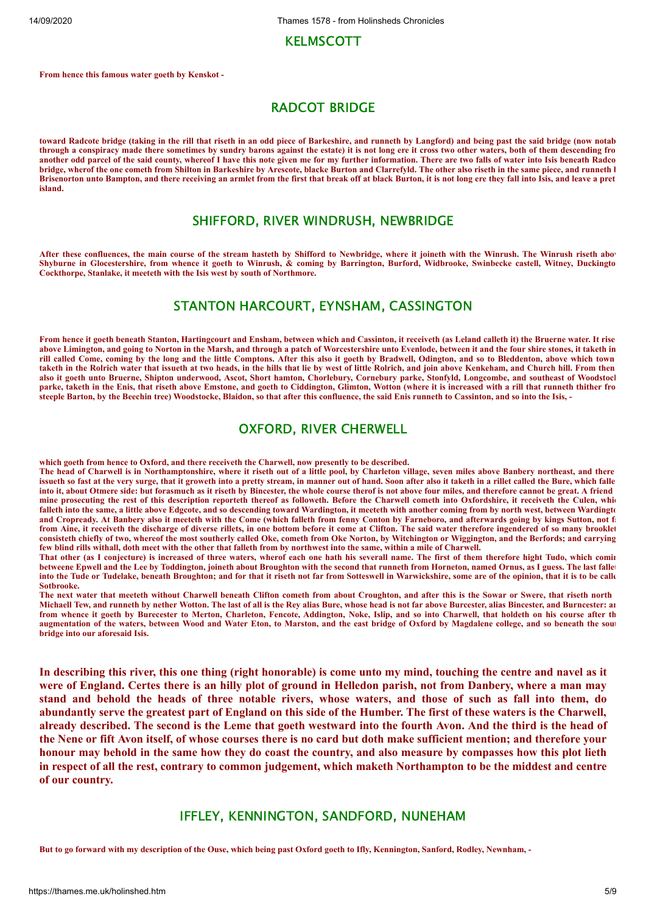## KELMSCOTT

**From hence this famous water goeth by Kenskot -**

## RADCOT BRIDGE

**toward Radcote bridge (taking in the rill that riseth in an odd piece of Barkeshire, and runneth by Langford) and being past the said bridge (now notab through a conspiracy made there sometimes by sundry barons against the estate) it is not long ere it cross two other waters, both of them descending fro another odd parcel of the said county, whereof I have this note given me for my further information. There are two falls of water into Isis beneath Radco bridge, wherof the one cometh from Shilton in Barkeshire by Arescote, blacke Burton and Clarrefyld. The other also riseth in the same piece, and runneth l Brisenorton unto Bampton, and there receiving an armlet from the first that break off at black Burton, it is not long ere they fall into Isis, and leave a pret island.**

## SHIFFORD, RIVER WINDRUSH, NEWBRIDGE

**After these confluences, the main course of the stream hasteth by Shifford to Newbridge, where it joineth with the Winrush. The Winrush riseth abov Shyburne in Glocestershire, from whence it goeth to Winrush, & coming by Barrington, Burford, Widbrooke, Swinbecke castell, Witney, Duckingto Cockthorpe, Stanlake, it meeteth with the Isis west by south of Northmore.**

## STANTON HARCOURT, EYNSHAM, CASSINGTON

**From hence it goeth beneath Stanton, Hartingcourt and Ensham, between which and Cassinton, it receiveth (as Leland calleth it) the Bruerne water. It rise above Limington, and going to Norton in the Marsh, and through a patch of Worcestershire unto Evenlode, between it and the four shire stones, it taketh in rill called Come, coming by the long and the little Comptons. After this also it goeth by Bradwell, Odington, and so to Bleddenton, above which town taketh in the Rolrich water that issueth at two heads, in the hills that lie by west of little Rolrich, and join above Kenkeham, and Church hill. From then also it goeth unto Bruerne, Shipton underwood, Ascot, Short hamton, Chorlebury, Cornebury parke, Stonfyld, Longcombe, and southeast of Woodstocl parke, taketh in the Enis, that riseth above Emstone, and goeth to Ciddington, Glimton, Wotton (where it is increased with a rill that runneth thither fro steeple Barton, by the Beechin tree) Woodstocke, Blaidon, so that after this confluence, the said Enis runneth to Cassinton, and so into the Isis, -**

## OXFORD, RIVER CHERWELL

**which goeth from hence to Oxford, and there receiveth the Charwell, now presently to be described.**

**The head of Charwell is in Northamptonshire, where it riseth out of a little pool, by Charleton village, seven miles above Banbery northeast, and there issueth so fast at the very surge, that it groweth into a pretty stream, in manner out of hand. Soon after also it taketh in a rillet called the Bure, which falle into it, about Otmere side: but forasmuch as it riseth by Bincester, the whole course therof is not above four miles, and therefore cannot be great. A friend mine prosecuting the rest of this description reporteth thereof as followeth. Before the Charwell cometh into Oxfordshire, it receiveth the Culen, whic falleth into the same, a little above Edgcote, and so descending toward Wardington, it meeteth with another coming from by north west, between Wardingto and Cropready. At Banbery also it meeteth with the Come (which falleth from fenny Conton by Farneboro, and afterwards going by kings Sutton, not f from Aine, it receiveth the discharge of diverse rillets, in one bottom before it come at Clifton. The said water therefore ingendered of so many brooklet consisteth chiefly of two, whereof the most southerly called Oke, cometh from Oke Norton, by Witchington or Wiggington, and the Berfords; and carrying few blind rills withall, doth meet with the other that falleth from by northwest into the same, within a mile of Charwell.**

**That other (as I conjecture) is increased of three waters, wherof each one hath his severall name. The first of them therefore hight Tudo, which comin betweene Epwell and the Lee by Toddington, joineth about Broughton with the second that runneth from Horneton, named Ornus, as I guess. The last faller into the Tude or Tudelake, beneath Broughton; and for that it riseth not far from Sotteswell in Warwickshire, some are of the opinion, that it is to be calle Sotbrooke.**

**The next water that meeteth without Charwell beneath Clifton cometh from about Croughton, and after this is the Sowar or Swere, that riseth north Michaell Tew, and runneth by nether Wotton. The last of all is the Rey alias Bure, whose head is not far above Burcester, alias Bincester, and Burncester: ar from whence it goeth by Burecester to Merton, Charleton, Fencote, Addington, Noke, Islip, and so into Charwell, that holdeth on his course after th augmentation of the waters, between Wood and Water Eton, to Marston, and the east bridge of Oxford by Magdalene college, and so beneath the sout bridge into our aforesaid Isis.**

**In describing this river, this one thing (right honorable) is come unto my mind, touching the centre and navel as it were of England. Certes there is an hilly plot of ground in Helledon parish, not from Danbery, where a man may stand and behold the heads of three notable rivers, whose waters, and those of such as fall into them, do abundantly serve the greatest part of England on this side of the Humber. The first of these waters is the Charwell, already described. The second is the Leme that goeth westward into the fourth Avon. And the third is the head of the Nene or fift Avon itself, of whose courses there is no card but doth make sufficient mention; and therefore your honour may behold in the same how they do coast the country, and also measure by compasses how this plot lieth in respect of all the rest, contrary to common judgement, which maketh Northampton to be the middest and centre of our country.**

## IFFLEY, KENNINGTON, SANDFORD, NUNEHAM

**But to go forward with my description of the Ouse, which being past Oxford goeth to Ifly, Kennington, Sanford, Rodley, Newnham, -**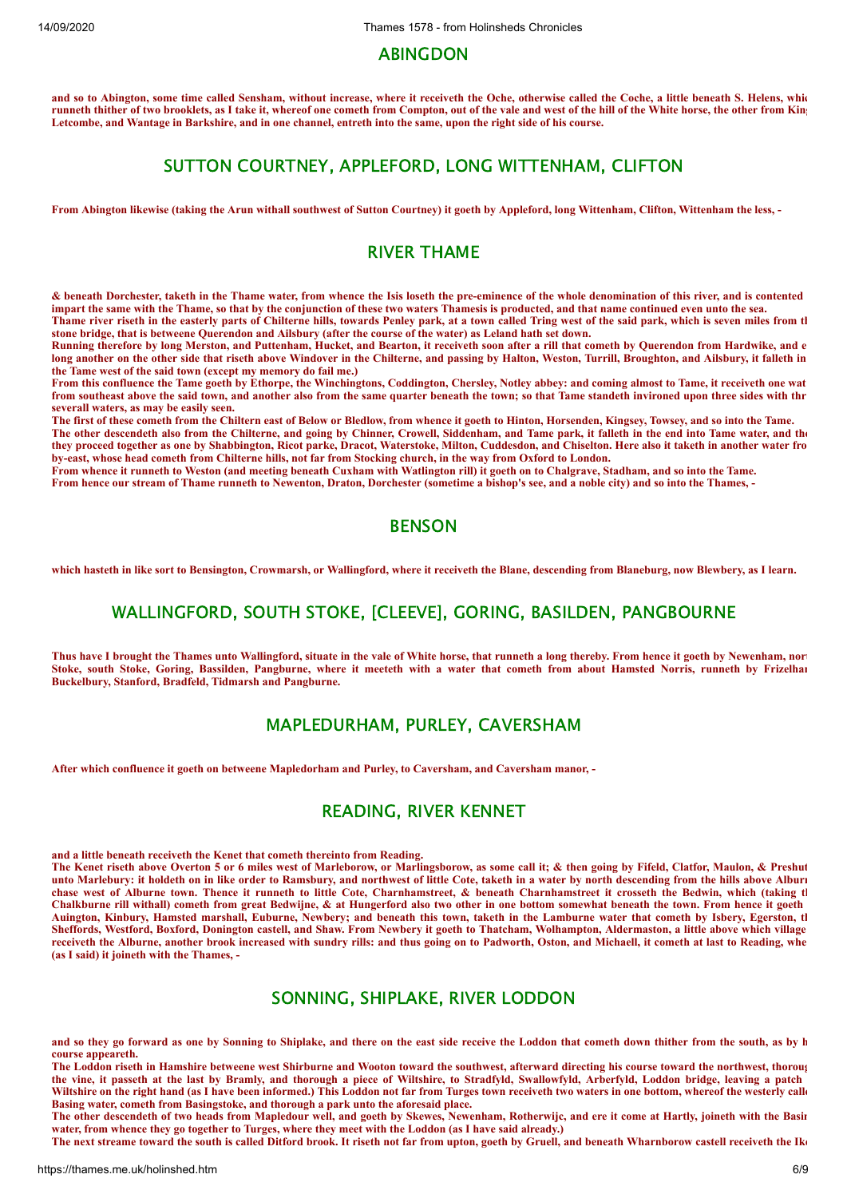## ABINGDON

**and so to Abington, some time called Sensham, without increase, where it receiveth the Oche, otherwise called the Coche, a little beneath S. Helens, whic runneth thither of two brooklets, as I take it, whereof one cometh from Compton, out of the vale and west of the hill of the White horse, the other from Kin Letcombe, and Wantage in Barkshire, and in one channel, entreth into the same, upon the right side of his course.**

## SUTTON COURTNEY, APPLEFORD, LONG WITTENHAM, CLIFTON

**From Abington likewise (taking the Arun withall southwest of Sutton Courtney) it goeth by Appleford, long Wittenham, Clifton, Wittenham the less, -**

## RIVER THAME

**& beneath Dorchester, taketh in the Thame water, from whence the Isis loseth the pre-eminence of the whole denomination of this river, and is contented impart the same with the Thame, so that by the conjunction of these two waters Thamesis is producted, and that name continued even unto the sea.**
**Thame river riseth in the easterly parts of Chilterne hills, towards Penley park, at a town called Tring west of the said park, which is seven miles from th stone bridge, that is betweene Querendon and Ailsbury (after the course of the water) as Leland hath set down.**
**Running therefore by long Merston, and Puttenham, Hucket, and Bearton, it receiveth soon after a rill that cometh by Querendon from Hardwike, and e long another on the other side that riseth above Windover in the Chilterne, and passing by Halton, Weston, Turrill, Broughton, and Ailsbury, it falleth in the Tame west of the said town (except my memory do fail me.)**
**From this confluence the Tame goeth by Ethorpe, the Winchingtons, Coddington, Chersley, Notley abbey: and coming almost to Tame, it receiveth one wat from southeast above the said town, and another also from the same quarter beneath the town; so that Tame standeth invironed upon three sides with thr severall waters, as may be easily seen.**
**The first of these cometh from the Chiltern east of Below or Bledlow, from whence it goeth to Hinton, Horsenden, Kingsey, Towsey, and so into the Tame.**
**The other descendeth also from the Chilterne, and going by Chinner, Crowell, Siddenham, and Tame park, it falleth in the end into Tame water, and the they proceed together as one by Shabbington, Ricot parke, Dracot, Waterstoke, Milton, Cuddesdon, and Chiselton. Here also it taketh in another water fro by-east, whose head cometh from Chilterne hills, not far from Stocking church, in the way from Oxford to London.**
**From whence it runneth to Weston (and meeting beneath Cuxham with Watlington rill) it goeth on to Chalgrave, Stadham, and so into the Tame.**
**From hence our stream of Thame runneth to Newenton, Draton, Dorchester (sometime a bishop's see, and a noble city) and so into the Thames, -**

## BENSON

**which hasteth in like sort to Bensington, Crowmarsh, or Wallingford, where it receiveth the Blane, descending from Blaneburg, now Blewbery, as I learn.**

## WALLINGFORD, SOUTH STOKE, [CLEEVE], GORING, BASILDEN, PANGBOURNE

**Thus have I brought the Thames unto Wallingford, situate in the vale of White horse, that runneth a long thereby. From hence it goeth by Newenham, nor Stoke, south Stoke, Goring, Bassilden, Pangburne, where it meeteth with a water that cometh from about Hamsted Norris, runneth by Frizelha Buckelbury, Stanford, Bradfeld, Tidmarsh and Pangburne.**

## MAPLEDURHAM, PURLEY, CAVERSHAM

**After which confluence it goeth on betweene Mapledorham and Purley, to Caversham, and Caversham manor, -**

## READING, RIVER KENNET

**and a little beneath receiveth the Kenet that cometh thereinto from Reading.**
**The Kenet riseth above Overton 5 or 6 miles west of Marleborow, or Marlingsborow, as some call it; & then going by Fifeld, Clatfor, Maulon, & Preshut unto Marlebury: it holdeth on in like order to Ramsbury, and northwest of little Cote, taketh in a water by north descending from the hills above Alburn chase west of Alburne town. Thence it runneth to little Cote, Charnhamstreet, & beneath Charnhamstreet it crosseth the Bedwin, which (taking th Chalkburne rill withall) cometh from great Bedwijne, & at Hungerford also two other in one bottom somewhat beneath the town. From hence it goeth Auington, Kinbury, Hamsted marshall, Euburne, Newbery; and beneath this town, taketh in the Lamburne water that cometh by Isbery, Egerston, th Sheffords, Westford, Boxford, Donington castell, and Shaw. From Newbery it goeth to Thatcham, Wolhampton, Aldermaston, a little above which village receiveth the Alburne, another brook increased with sundry rills: and thus going on to Padworth, Oston, and Michaell, it cometh at last to Reading, whe (as I said) it joineth with the Thames, -**

## SONNING, SHIPLAKE, RIVER LODDON

**and so they go forward as one by Sonning to Shiplake, and there on the east side receive the Loddon that cometh down thither from the south, as by h course appeareth.**
**The Loddon riseth in Hamshire betweene west Shirburne and Wooton toward the southwest, afterward directing his course toward the northwest, thoroug the vine, it passeth at the last by Bramly, and thorough a piece of Wiltshire, to Stradfyld, Swallowfyld, Arberfyld, Loddon bridge, leaving a patch Wiltshire on the right hand (as I have been informed.) This Loddon not far from Turges town receiveth two waters in one bottom, whereof the westerly calle Basing water, cometh from Basingstoke, and thorough a park unto the aforesaid place.**
**The other descendeth of two heads from Mapledour well, and goeth by Skewes, Newenham, Rotherwijc, and ere it come at Hartly, joineth with the Basin water, from whence they go together to Turges, where they meet with the Loddon (as I have said already.)**
**The next streame toward the south is called Ditford brook. It riseth not far from upton, goeth by Gruell, and beneath Wharnborow castell receiveth the Ik**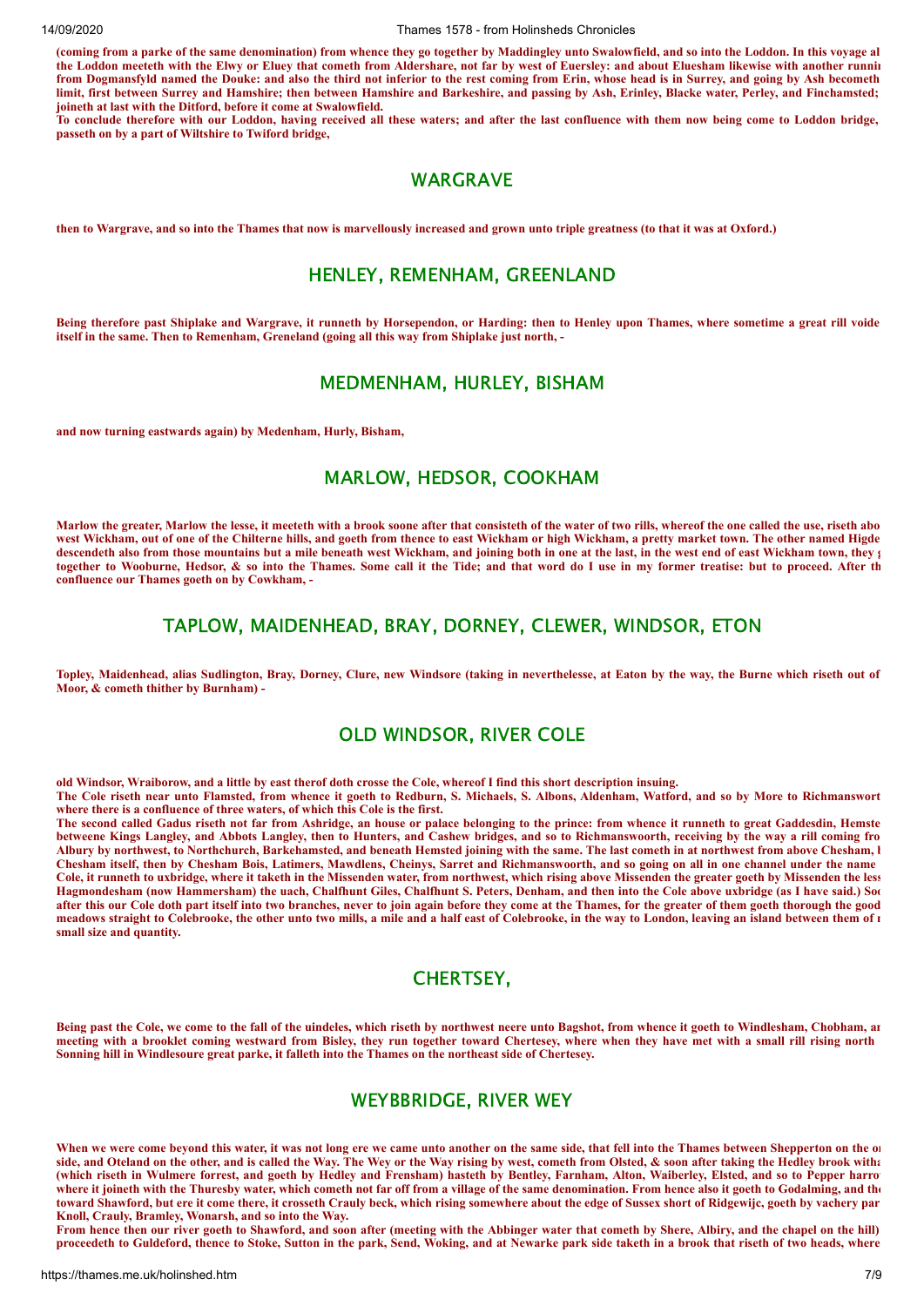**(coming from a parke of the same denomination) from whence they go together by Maddingley unto Swalowfield, and so into the Loddon. In this voyage al the Loddon meeteth with the Elwy or Eluey that cometh from Aldershare, not far by west of Euersley: and about Eluesham likewise with another runnin from Dogmansfyld named the Douke: and also the third not inferior to the rest coming from Erin, whose head is in Surrey, and going by Ash becometh limit, first between Surrey and Hamshire; then between Hamshire and Barkeshire, and passing by Ash, Erinley, Blacke water, Perley, and Finchamsted; joineth at last with the Ditford, before it come at Swalowfield.**

**To conclude therefore with our Loddon, having received all these waters; and after the last confluence with them now being come to Loddon bridge, passeth on by a part of Wiltshire to Twiford bridge,**

## WARGRAVE

**then to Wargrave, and so into the Thames that now is marvellously increased and grown unto triple greatness (to that it was at Oxford.)**

## HENLEY, REMENHAM, GREENLAND

**Being therefore past Shiplake and Wargrave, it runneth by Horsependon, or Harding: then to Henley upon Thames, where sometime a great rill voide itself in the same. Then to Remenham, Greneland (going all this way from Shiplake just north, -**

## MEDMENHAM, HURLEY, BISHAM

**and now turning eastwards again) by Medenham, Hurly, Bisham,**

## MARLOW, HEDSOR, COOKHAM

**Marlow the greater, Marlow the lesse, it meeteth with a brook soone after that consisteth of the water of two rills, whereof the one called the use, riseth abo west Wickham, out of one of the Chilterne hills, and goeth from thence to east Wickham or high Wickham, a pretty market town. The other named Higde descendeth also from those mountains but a mile beneath west Wickham, and joining both in one at the last, in the west end of east Wickham town, they g together to Wooburne, Hedsor, & so into the Thames. Some call it the Tide; and that word do I use in my former treatise: but to proceed. After th confluence our Thames goeth on by Cowkham, -**

## TAPLOW, MAIDENHEAD, BRAY, DORNEY, CLEWER, WINDSOR, ETON

**Topley, Maidenhead, alias Sudlington, Bray, Dorney, Clure, new Windsore (taking in neverthelesse, at Eaton by the way, the Burne which riseth out of Moor, & cometh thither by Burnham) -**

## OLD WINDSOR, RIVER COLE

**old Windsor, Wraiborow, and a little by east therof doth crosse the Cole, whereof I find this short description insuing.**

**The Cole riseth near unto Flamsted, from whence it goeth to Redburn, S. Michaels, S. Albons, Aldenham, Watford, and so by More to Richmanswort where there is a confluence of three waters, of which this Cole is the first.**

**The second called Gadus riseth not far from Ashridge, an house or palace belonging to the prince: from whence it runneth to great Gaddesdin, Hemste betweene Kings Langley, and Abbots Langley, then to Hunters, and Cashew bridges, and so to Richmanswoorth, receiving by the way a rill coming fro Albury by northwest, to Northchurch, Barkehamsted, and beneath Hemsted joining with the same. The last cometh in at northwest from above Chesham, b Chesham itself, then by Chesham Bois, Latimers, Mawdlens, Cheinys, Sarret and Richmanswoorth, and so going on all in one channel under the name Cole, it runneth to uxbridge, where it taketh in the Missenden water, from northwest, which rising above Missenden the greater goeth by Missenden the less Hagmondesham (now Hammersham) the uach, Chalfhunt Giles, Chalfhunt S. Peters, Denham, and then into the Cole above uxbridge (as I have said.) Soo after this our Cole doth part itself into two branches, never to join again before they come at the Thames, for the greater of them goeth thorough the good meadows straight to Colebrooke, the other unto two mills, a mile and a half east of Colebrooke, in the way to London, leaving an island between them of r small size and quantity.**

## CHERTSEY,

**Being past the Cole, we come to the fall of the uindeles, which riseth by northwest neere unto Bagshot, from whence it goeth to Windlesham, Chobham, an meeting with a brooklet coming westward from Bisley, they run together toward Chertesey, where when they have met with a small rill rising north Sonning hill in Windlesoure great parke, it falleth into the Thames on the northeast side of Chertesey.**

## WEYBBRIDGE, RIVER WEY

**When we were come beyond this water, it was not long ere we came unto another on the same side, that fell into the Thames between Shepperton on the o side, and Oteland on the other, and is called the Way. The Wey or the Way rising by west, cometh from Olsted, & soon after taking the Hedley brook witha (which riseth in Wulmere forrest, and goeth by Hedley and Frensham) hasteth by Bentley, Farnham, Alton, Waiberley, Elsted, and so to Pepper harro where it joineth with the Thuresby water, which cometh not far off from a village of the same denomination. From hence also it goeth to Godalming, and the toward Shawford, but ere it come there, it crosseth Crauly beck, which rising somewhere about the edge of Sussex short of Ridgewijc, goeth by vachery par Knoll, Crauly, Bramley, Wonarsh, and so into the Way.**

**From hence then our river goeth to Shawford, and soon after (meeting with the Abbinger water that cometh by Shere, Albiry, and the chapel on the hill) proceedeth to Guldeford, thence to Stoke, Sutton in the park, Send, Woking, and at Newarke park side taketh in a brook that riseth of two heads, where**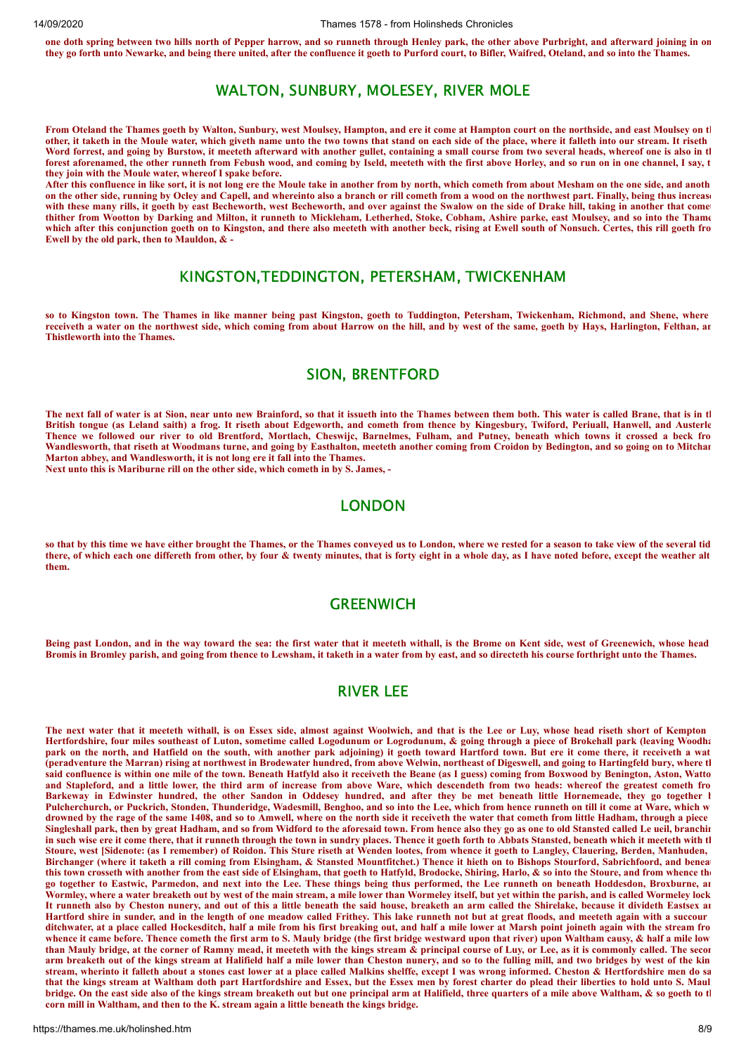**one doth spring between two hills north of Pepper harrow, and so runneth through Henley park, the other above Purbright, and afterward joining in on they go forth unto Newarke, and being there united, after the confluence it goeth to Purford court, to Bifler, Waifred, Oteland, and so into the Thames.**

## WALTON, SUNBURY, MOLESEY, RIVER MOLE

**From Oteland the Thames goeth by Walton, Sunbury, west Moulsey, Hampton, and ere it come at Hampton court on the northside, and east Moulsey on th other, it taketh in the Moule water, which giveth name unto the two towns that stand on each side of the place, where it falleth into our stream. It riseth Word forrest, and going by Burstow, it meeteth afterward with another gullet, containing a small course from two several heads, whereof one is also in th forest aforenamed, the other runneth from Febush wood, and coming by Iseld, meeteth with the first above Horley, and so run on in one channel, I say, t they join with the Moule water, whereof I spake before.**

**After this confluence in like sort, it is not long ere the Moule take in another from by north, which cometh from about Mesham on the one side, and anoth on the other side, running by Ocley and Capell, and whereinto also a branch or rill cometh from a wood on the northwest part. Finally, being thus increas with these many rills, it goeth by east Becheworth, west Becheworth, and over against the Swalow on the side of Drake hill, taking in another that come thither from Wootton by Darking and Milton, it runneth to Mickleham, Letherhed, Stoke, Cobham, Ashire parke, east Moulsey, and so into the Thame which after this conjunction goeth on to Kingston, and there also meeteth with another beck, rising at Ewell south of Nonsuch. Certes, this rill goeth fro Ewell by the old park, then to Mauldon, & -**

## KINGSTON,TEDDINGTON, PETERSHAM, TWICKENHAM

**so to Kingston town. The Thames in like manner being past Kingston, goeth to Tuddington, Petersham, Twickenham, Richmond, and Shene, where receiveth a water on the northwest side, which coming from about Harrow on the hill, and by west of the same, goeth by Hays, Harlington, Felthan, an Thistleworth into the Thames.**

## SION, BRENTFORD

**The next fall of water is at Sion, near unto new Brainford, so that it issueth into the Thames between them both. This water is called Brane, that is in th British tongue (as Leland saith) a frog. It riseth about Edgeworth, and cometh from thence by Kingesbury, Twiford, Periuall, Hanwell, and Austerle Thence we followed our river to old Brentford, Mortlach, Cheswijc, Barnelmes, Fulham, and Putney, beneath which towns it crossed a beck fro Wandlesworth, that riseth at Woodmans turne, and going by Easthalton, meeteth another coming from Croidon by Bedington, and so going on to Mitcha Marton abbey, and Wandlesworth, it is not long ere it fall into the Thames.**

**Next unto this is Mariburne rill on the other side, which cometh in by S. James, -**

## LONDON

**so that by this time we have either brought the Thames, or the Thames conveyed us to London, where we rested for a season to take view of the several tid there, of which each one differeth from other, by four & twenty minutes, that is forty eight in a whole day, as I have noted before, except the weather alt them.**

## GREENWICH

**Being past London, and in the way toward the sea: the first water that it meeteth withall, is the Brome on Kent side, west of Greenewich, whose head Bromis in Bromley parish, and going from thence to Lewsham, it taketh in a water from by east, and so directeth his course forthright unto the Thames.**

## RIVER LEE

**The next water that it meeteth withall, is on Essex side, almost against Woolwich, and that is the Lee or Luy, whose head riseth short of Kempton Hertfordshire, four miles southeast of Luton, sometime called Logodunum or Logrodunum, & going through a piece of Brokehall park (leaving Woodha park on the north, and Hatfield on the south, with another park adjoining) it goeth toward Hartford town. But ere it come there, it receiveth a wat (peradventure the Marran) rising at northwest in Brodewater hundred, from above Welwin, northeast of Digeswell, and going to Hartingfeld bury, where th said confluence is within one mile of the town. Beneath Hatfyld also it receiveth the Beane (as I guess) coming from Boxwood by Benington, Aston, Watto and Stapleford, and a little lower, the third arm of increase from above Ware, which descendeth from two heads: whereof the greatest cometh fro Barkeway in Edwinster hundred, the other Sandon in Oddesey hundred, and after they be met beneath little Hornemeade, they go together b Pulcherchurch, or Puckrich, Stonden, Thunderidge, Wadesmill, Benghoo, and so into the Lee, which from hence runneth on till it come at Ware, which w drowned by the rage of the same 1408, and so to Amwell, where on the north side it receiveth the water that cometh from little Hadham, through a piece Singleshall park, then by great Hadham, and so from Widford to the aforesaid town. From hence also they go as one to old Stansted called Le ueil, branchin in such wise ere it come there, that it runneth through the town in sundry places. Thence it goeth forth to Abbats Stansted, beneath which it meeteth with th Stoure, west [Sidenote: (as I remember) of Roidon. This Sture riseth at Wenden lootes, from whence it goeth to Langley, Clauering, Berden, Manhuden, Birchanger (where it taketh a rill coming from Elsingham, & Stansted Mountfitchet.) Thence it hieth on to Bishops Stourford, Sabrichfoord, and beneat this town crosseth with another from the east side of Elsingham, that goeth to Hatfyld, Brodocke, Shiring, Harlo, & so into the Stoure, and from whence th go together to Eastwic, Parmedon, and next into the Lee. These things being thus performed, the Lee runneth on beneath Hoddesdon, Broxburne, an Wormley, where a water breaketh out by west of the main stream, a mile lower than Wormeley itself, but yet within the parish, and is called Wormeley lock It runneth also by Cheston nunery, and out of this a little beneath the said house, breaketh an arm called the Shirelake, because it divideth Eastsex an Hartford shire in sunder, and in the length of one meadow called Frithey. This lake runneth not but at great floods, and meeteth again with a succour ditchwater, at a place called Hockesditch, half a mile from his first breaking out, and half a mile lower at Marsh point joineth again with the stream fro whence it came before. Thence cometh the first arm to S. Mauly bridge (the first bridge westward upon that river) upon Waltham causy, & half a mile low than Mauly bridge, at the corner of Ramny mead, it meeteth with the kings stream & principal course of Luy, or Lee, as it is commonly called. The secon arm breaketh out of the kings stream at Halifield half a mile lower than Cheston nunery, and so to the fulling mill, and two bridges by west of the kin stream, wherinto it falleth about a stones cast lower at a place called Malkins shelffe, except I was wrong informed. Cheston & Hertfordshire men do sa that the kings stream at Waltham doth part Hartfordshire and Essex, but the Essex men by forest charter do plead their liberties to hold unto S. Maul bridge. On the east side also of the kings stream breaketh out but one principal arm at Halifield, three quarters of a mile above Waltham, & so goeth to th corn mill in Waltham, and then to the K. stream again a little beneath the kings bridge.**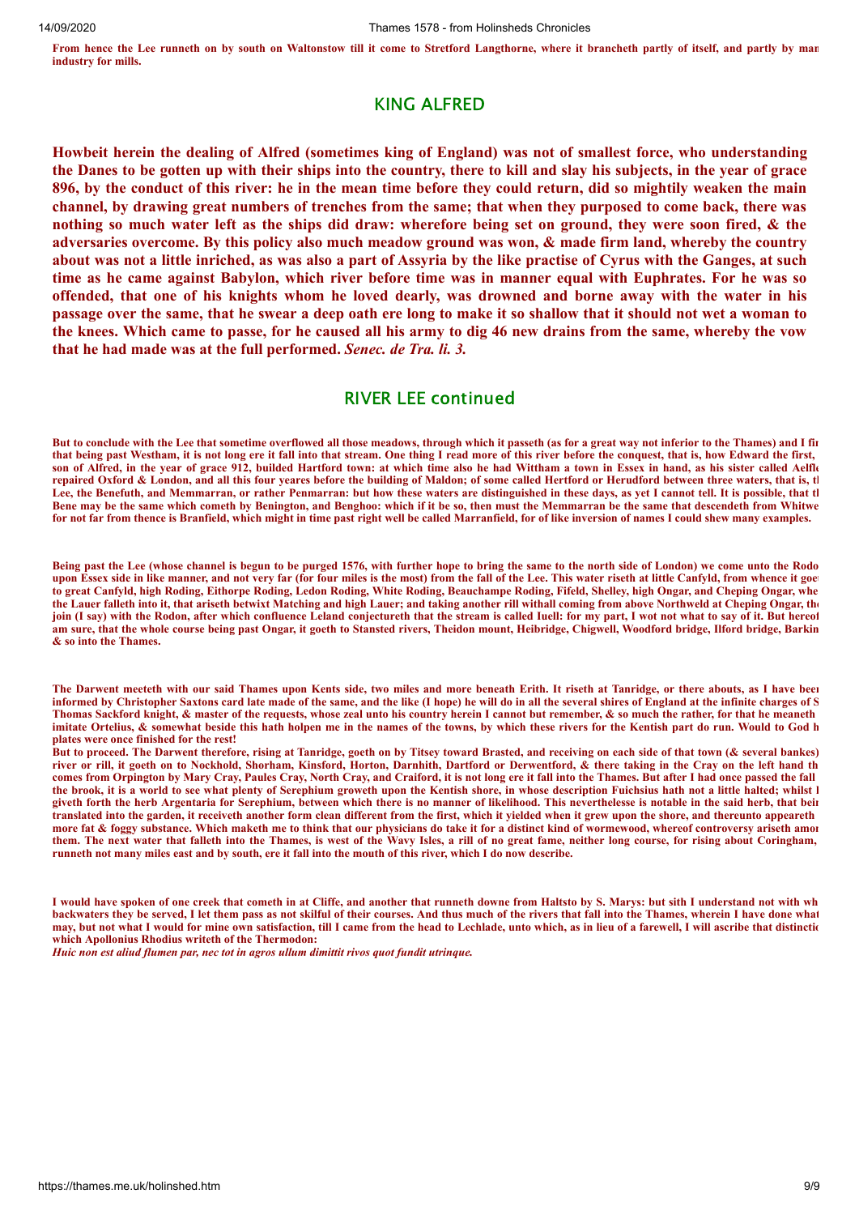**From hence the Lee runneth on by south on Waltonstow till it come to Stretford Langthorne, where it brancheth partly of itself, and partly by man industry for mills.**

## KING ALFRED

**Howbeit herein the dealing of Alfred (sometimes king of England) was not of smallest force, who understanding the Danes to be gotten up with their ships into the country, there to kill and slay his subjects, in the year of grace 896, by the conduct of this river: he in the mean time before they could return, did so mightily weaken the main channel, by drawing great numbers of trenches from the same; that when they purposed to come back, there was nothing so much water left as the ships did draw: wherefore being set on ground, they were soon fired, & the adversaries overcome. By this policy also much meadow ground was won, & made firm land, whereby the country about was not a little inriched, as was also a part of Assyria by the like practise of Cyrus with the Ganges, at such time as he came against Babylon, which river before time was in manner equal with Euphrates. For he was so offended, that one of his knights whom he loved dearly, was drowned and borne away with the water in his passage over the same, that he swear a deep oath ere long to make it so shallow that it should not wet a woman to the knees. Which came to passe, for he caused all his army to dig 46 new drains from the same, whereby the vow that he had made was at the full performed.** ***Senec. de Tra. li. 3.***

## RIVER LEE continued

**But to conclude with the Lee that sometime overflowed all those meadows, through which it passeth (as for a great way not inferior to the Thames) and I fin that being past Westham, it is not long ere it fall into that stream. One thing I read more of this river before the conquest, that is, how Edward the first, son of Alfred, in the year of grace 912, builded Hartford town: at which time also he had Wittham a town in Essex in hand, as his sister called Aelfl repaired Oxford & London, and all this four yeares before the building of Maldon; of some called Hertford or Herudford between three waters, that is, th Lee, the Benefuth, and Memmarran, or rather Penmarran: but how these waters are distinguished in these days, as yet I cannot tell. It is possible, that th Bene may be the same which cometh by Benington, and Benghoo: which if it be so, then must the Memmarran be the same that descendeth from Whitwe for not far from thence is Branfield, which might in time past right well be called Marranfield, for of like inversion of names I could shew many examples.**

**Being past the Lee (whose channel is begun to be purged 1576, with further hope to bring the same to the north side of London) we come unto the Rodo upon Essex side in like manner, and not very far (for four miles is the most) from the fall of the Lee. This water riseth at little Canfyld, from whence it goet to great Canfyld, high Roding, Eithorpe Roding, Ledon Roding, White Roding, Beauchampe Roding, Fifeld, Shelley, high Ongar, and Cheping Ongar, whe the Lauer falleth into it, that ariseth betwixt Matching and high Lauer; and taking another rill withall coming from above Northweld at Cheping Ongar, the join (I say) with the Rodon, after which confluence Leland conjectureth that the stream is called Iuell: for my part, I wot not what to say of it. But hereof am sure, that the whole course being past Ongar, it goeth to Stansted rivers, Theidon mount, Heibridge, Chigwell, Woodford bridge, Ilford bridge, Barkin & so into the Thames.**

**The Darwent meeteth with our said Thames upon Kents side, two miles and more beneath Erith. It riseth at Tanridge, or there abouts, as I have been informed by Christopher Saxtons card late made of the same, and the like (I hope) he will do in all the several shires of England at the infinite charges of S Thomas Sackford knight, & master of the requests, whose zeal unto his country herein I cannot but remember, & so much the rather, for that he meaneth imitate Ortelius, & somewhat beside this hath holpen me in the names of the towns, by which these rivers for the Kentish part do run. Would to God h plates were once finished for the rest!**

**But to proceed. The Darwent therefore, rising at Tanridge, goeth on by Titsey toward Brasted, and receiving on each side of that town (& several bankes) river or rill, it goeth on to Nockhold, Shorham, Kinsford, Horton, Darnhith, Dartford or Derwentford, & there taking in the Cray on the left hand th comes from Orpington by Mary Cray, Paules Cray, North Cray, and Craiford, it is not long ere it fall into the Thames. But after I had once passed the fall the brook, it is a world to see what plenty of Serephium groweth upon the Kentish shore, in whose description Fuichsius hath not a little halted; whilst h giveth forth the herb Argentaria for Serephium, between which there is no manner of likelihood. This neverthelesse is notable in the said herb, that bein translated into the garden, it receiveth another form clean different from the first, which it yielded when it grew upon the shore, and thereunto appeareth more fat & foggy substance. Which maketh me to think that our physicians do take it for a distinct kind of wormewood, whereof controversy ariseth amon them. The next water that falleth into the Thames, is west of the Wavy Isles, a rill of no great fame, neither long course, for rising about Coringham, runneth not many miles east and by south, ere it fall into the mouth of this river, which I do now describe.**

**I would have spoken of one creek that cometh in at Cliffe, and another that runneth downe from Haltsto by S. Marys: but sith I understand not with wh backwaters they be served, I let them pass as not skilful of their courses. And thus much of the rivers that fall into the Thames, wherein I have done what may, but not what I would for mine own satisfaction, till I came from the head to Lechlade, unto which, as in lieu of a farewell, I will ascribe that distinctio which Apollonius Rhodius writeth of the Thermodon:**

***Huic non est aliud flumen par, nec tot in agros ullum dimittit rivos quot fundit utrinque.***